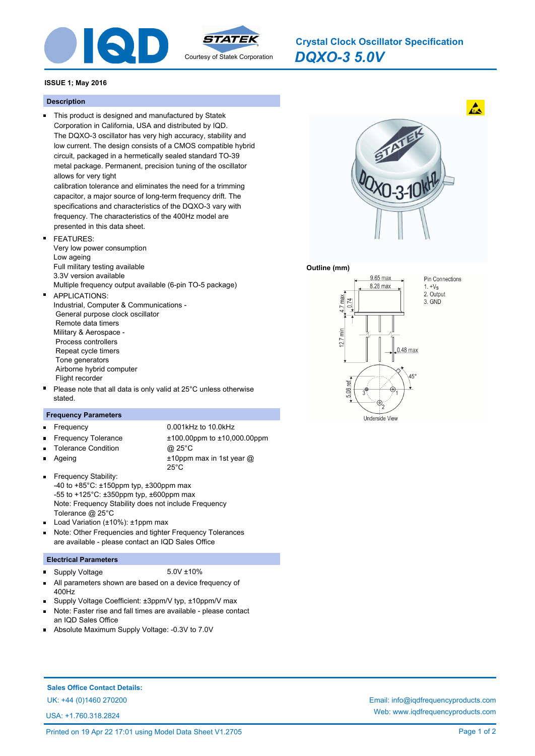# Crystal Clock Oscillator Specification

## *DQXO-3 5.0V*

**ISSUE 1; May 2016**

### Description

- This product is designed and manufactured by Statek Corporation in California, USA and distributed by IQD. The DQXO-3 oscillator has very high accuracy, stability and low current. The design consists of a CMOS compatible hybrid circuit, packaged in a hermetically sealed standard TO-39 metal package. Permanent, precision tuning of the oscillator allows for very tight calibration tolerance and eliminates the need for a trimming capacitor, a major source of long-term frequency drift. The specifications and characteristics of the DQXO-3 vary with frequency. The characteristics of the 400Hz model are presented in this data sheet.
- FEATURES:
  Very low power consumption
  Low ageing
  Full military testing available
  3.3V version available
  Multiple frequency output available (6-pin TO-5 package)
- APPLICATIONS:
  Industrial, Computer & Communications -
  General purpose clock oscillator
  Remote data timers
  Military & Aerospace -
  Process controllers
  Repeat cycle timers
  Tone generators
  Airborne hybrid computer
  Flight recorder
- Please note that all data is only valid at 25°C unless otherwise stated.

### Frequency Parameters

| | |
|---|---|
| Frequency | 0.001kHz to 10.0kHz |
| Frequency Tolerance | ±100.00ppm to ±10,000.00ppm |
| Tolerance Condition | @ 25°C |
| Ageing | ±10ppm max in 1st year @ 25°C |

- Frequency Stability:
  -40 to +85°C: ±150ppm typ, ±300ppm max
  -55 to +125°C: ±350ppm typ, ±600ppm max
  Note: Frequency Stability does not include Frequency Tolerance @ 25°C
- Load Variation (±10%): ±1ppm max
- Note: Other Frequencies and tighter Frequency Tolerances are available - please contact an IQD Sales Office

### Electrical Parameters

- Supply Voltage: 5.0V ±10%
- All parameters shown are based on a device frequency of 400Hz
- Supply Voltage Coefficient: ±3ppm/V typ, ±10ppm/V max
- Note: Faster rise and fall times are available - please contact an IQD Sales Office
- Absolute Maximum Supply Voltage: -0.3V to 7.0V

### Outline (mm)

9.65 max
8.28 max
4.7 max
0.74
12.7 min
0.48 max
45°
5.08 ref
Underside View

Pin Connections
1. $+V_S$
2. Output
3. GND

**Sales Office Contact Details:**

UK: +44 (0)1460 270200

USA: +1.760.318.2824

Email: info@iqdfrequencyproducts.com

Web: www.iqdfrequencyproducts.com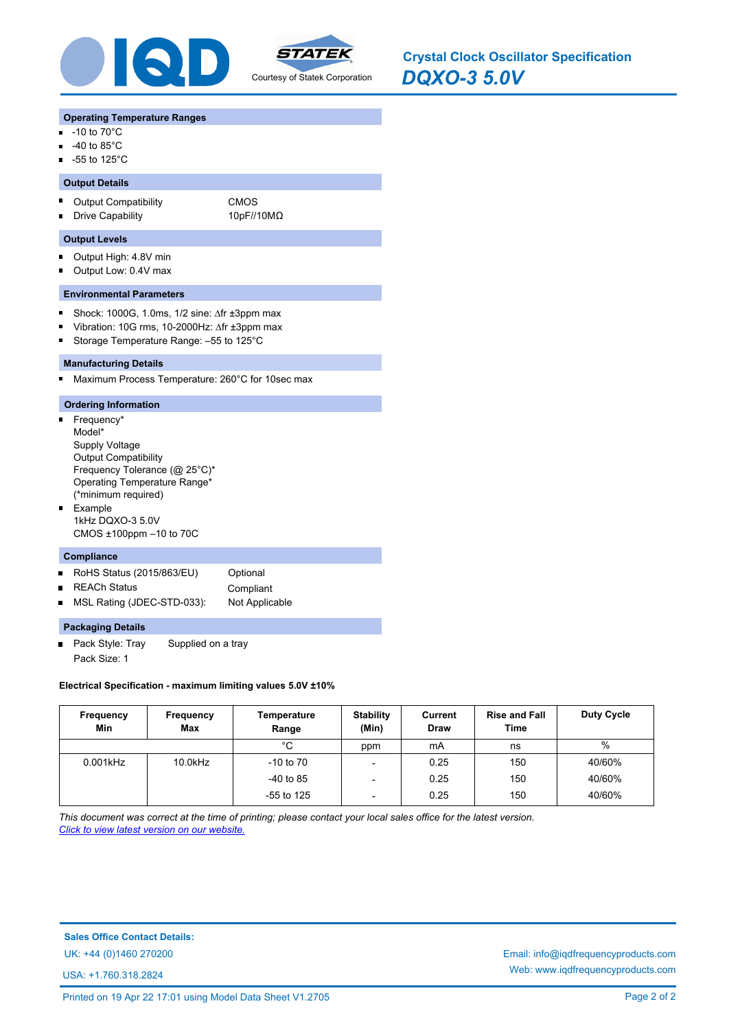**Crystal Clock Oscillator Specification**

# *DQXO-3 5.0V*

Courtesy of Statek Corporation

### Operating Temperature Ranges

- -10 to 70°C
- -40 to 85°C
- -55 to 125°C

### Output Details

- Output Compatibility CMOS
- Drive Capability 10pF//10MΩ

### Output Levels

- Output High: 4.8V min
- Output Low: 0.4V max

### Environmental Parameters

- Shock: 1000G, 1.0ms, 1/2 sine: Δfr ±3ppm max
- Vibration: 10G rms, 10-2000Hz: Δfr ±3ppm max
- Storage Temperature Range: –55 to 125°C

### Manufacturing Details

- Maximum Process Temperature: 260°C for 10sec max

### Ordering Information

- Frequency*
  Model*
  Supply Voltage
  Output Compatibility
  Frequency Tolerance (@ 25°C)*
  Operating Temperature Range*
  (*minimum required)
- Example
  1kHz DQXO-3 5.0V
  CMOS ±100ppm –10 to 70C

### Compliance

- RoHS Status (2015/863/EU) Optional
- REACh Status Compliant
- MSL Rating (JDEC-STD-033): Not Applicable

### Packaging Details

- Pack Style: Tray Supplied on a tray
  Pack Size: 1

**Electrical Specification - maximum limiting values 5.0V ±10%**

| Frequency Min | Frequency Max | Temperature Range | Stability (Min) | Current Draw | Rise and Fall Time | Duty Cycle |
|---|---|---|---|---|---|---|
| | | °C | ppm | mA | ns | % |
| 0.001kHz | 10.0kHz | -10 to 70 | - | 0.25 | 150 | 40/60% |
| | | -40 to 85 | - | 0.25 | 150 | 40/60% |
| | | -55 to 125 | - | 0.25 | 150 | 40/60% |

*This document was correct at the time of printing; please contact your local sales office for the latest version.*
*Click to view latest version on our website.*

**Sales Office Contact Details:**

UK: +44 (0)1460 270200

USA: +1.760.318.2824

Email: info@iqdfrequencyproducts.com

Web: www.iqdfrequencyproducts.com

Printed on 19 Apr 22 17:01 using Model Data Sheet V1.2705